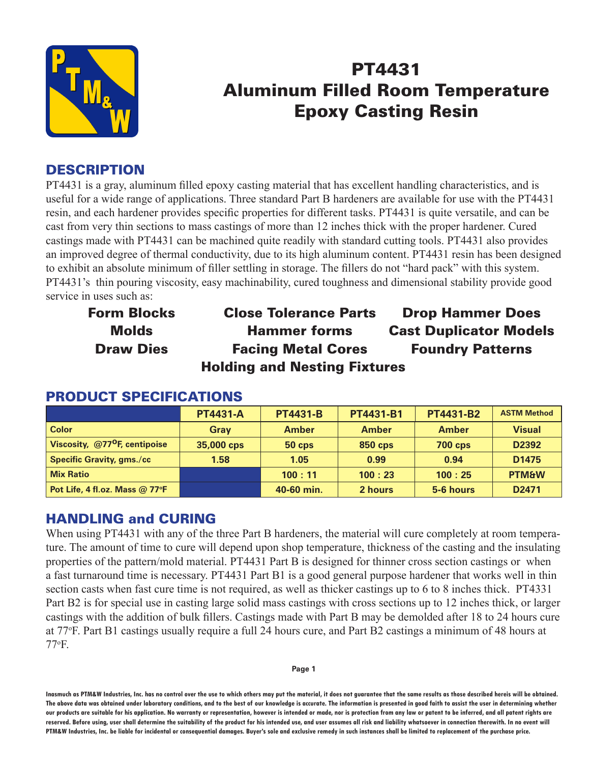# PT4431
# Aluminum Filled Room Temperature Epoxy Casting Resin

## DESCRIPTION

PT4431 is a gray, aluminum filled epoxy casting material that has excellent handling characteristics, and is useful for a wide range of applications. Three standard Part B hardeners are available for use with the PT4431 resin, and each hardener provides specific properties for different tasks. PT4431 is quite versatile, and can be cast from very thin sections to mass castings of more than 12 inches thick with the proper hardener. Cured castings made with PT4431 can be machined quite readily with standard cutting tools. PT4431 also provides an improved degree of thermal conductivity, due to its high aluminum content. PT4431 resin has been designed to exhibit an absolute minimum of filler settling in storage. The fillers do not "hard pack" with this system. PT4431's thin pouring viscosity, easy machinability, cured toughness and dimensional stability provide good service in uses such as:

**Form Blocks** | **Close Tolerance Parts** | **Drop Hammer Does**
**Molds** | **Hammer forms** | **Cast Duplicator Models**
**Draw Dies** | **Facing Metal Cores** | **Foundry Patterns**
**Holding and Nesting Fixtures**

## PRODUCT SPECIFICATIONS

| | PT4431-A | PT4431-B | PT4431-B1 | PT4431-B2 | ASTM Method |
|---|---|---|---|---|---|
| Color | Gray | Amber | Amber | Amber | Visual |
| Viscosity, @77°F, centipoise | 35,000 cps | 50 cps | 850 cps | 700 cps | D2392 |
| Specific Gravity, gms./cc | 1.58 | 1.05 | 0.99 | 0.94 | D1475 |
| Mix Ratio | | 100 : 11 | 100 : 23 | 100 : 25 | PTM&W |
| Pot Life, 4 fl.oz. Mass @ 77°F | | 40-60 min. | 2 hours | 5-6 hours | D2471 |

## HANDLING and CURING

When using PT4431 with any of the three Part B hardeners, the material will cure completely at room temperature. The amount of time to cure will depend upon shop temperature, thickness of the casting and the insulating properties of the pattern/mold material. PT4431 Part B is designed for thinner cross section castings or when a fast turnaround time is necessary. PT4431 Part B1 is a good general purpose hardener that works well in thin section casts when fast cure time is not required, as well as thicker castings up to 6 to 8 inches thick. PT4331 Part B2 is for special use in casting large solid mass castings with cross sections up to 12 inches thick, or larger castings with the addition of bulk fillers. Castings made with Part B may be demolded after 18 to 24 hours cure at 77°F. Part B1 castings usually require a full 24 hours cure, and Part B2 castings a minimum of 48 hours at 77°F.

Inasmuch as PTM&W Industries, Inc. has no control over the use to which others may put the material, it does not guarantee that the same results as those described hereis will be obtained. The above data was obtained under laboratory conditions, and to the best of our knowledge is accurate. The information is presented in good faith to assist the user in determining whether our products are suitable for his application. No warranty or representation, however is intended or made, nor is protection from any law or patent to be inferred, and all patent rights are reserved. Before using, user shall determine the suitability of the product for his intended use, and user assumes all risk and liability whatsoever in connection therewith. In no event will PTM&W Industries, Inc. be liable for incidental or consequential damages. Buyer's sole and exclusive remedy in such instances shall be limited to replacement of the purchase price.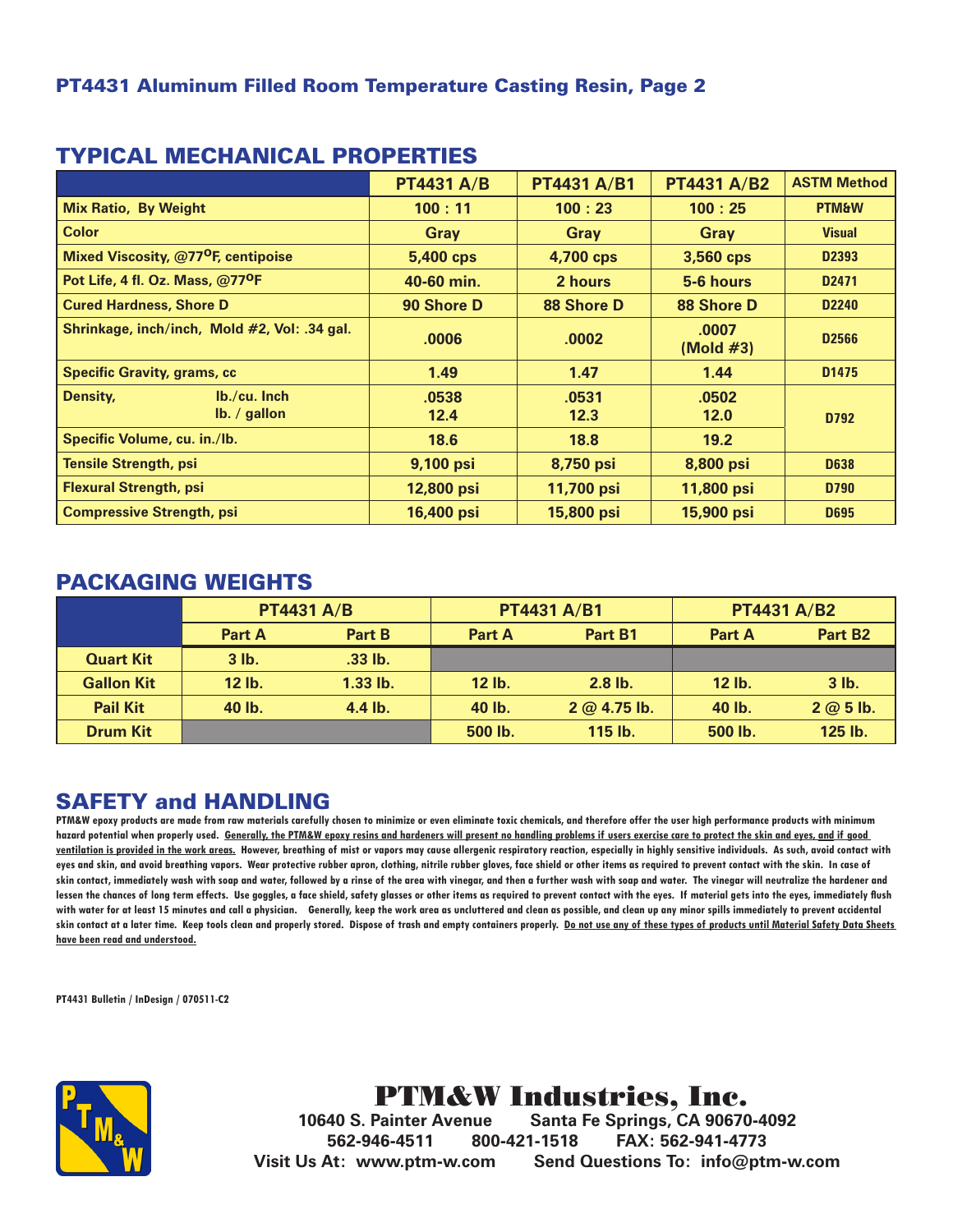# PT4431 Aluminum Filled Room Temperature Casting Resin, Page 2

## TYPICAL MECHANICAL PROPERTIES

| | PT4431 A/B | PT4431 A/B1 | PT4431 A/B2 | ASTM Method |
|---|---|---|---|---|
| Mix Ratio, By Weight | 100 : 11 | 100 : 23 | 100 : 25 | PTM&W |
| Color | Gray | Gray | Gray | Visual |
| Mixed Viscosity, @77°F, centipoise | 5,400 cps | 4,700 cps | 3,560 cps | D2393 |
| Pot Life, 4 fl. Oz. Mass, @77°F | 40-60 min. | 2 hours | 5-6 hours | D2471 |
| Cured Hardness, Shore D | 90 Shore D | 88 Shore D | 88 Shore D | D2240 |
| Shrinkage, inch/inch, Mold #2, Vol: .34 gal. | .0006 | .0002 | .0007 (Mold #3) | D2566 |
| Specific Gravity, grams, cc | 1.49 | 1.47 | 1.44 | D1475 |
| Density, lb./cu. Inch<br>lb. / gallon | .0538<br>12.4 | .0531<br>12.3 | .0502<br>12.0 | D792 |
| Specific Volume, cu. in./lb. | 18.6 | 18.8 | 19.2 | D792 |
| Tensile Strength, psi | 9,100 psi | 8,750 psi | 8,800 psi | D638 |
| Flexural Strength, psi | 12,800 psi | 11,700 psi | 11,800 psi | D790 |
| Compressive Strength, psi | 16,400 psi | 15,800 psi | 15,900 psi | D695 |

## PACKAGING WEIGHTS

| | PT4431 A/B | | PT4431 A/B1 | | PT4431 A/B2 | |
|---|---|---|---|---|---|---|
| | Part A | Part B | Part A | Part B1 | Part A | Part B2 |
| Quart Kit | 3 lb. | .33 lb. | | | | |
| Gallon Kit | 12 lb. | 1.33 lb. | 12 lb. | 2.8 lb. | 12 lb. | 3 lb. |
| Pail Kit | 40 lb. | 4.4 lb. | 40 lb. | 2 @ 4.75 lb. | 40 lb. | 2 @ 5 lb. |
| Drum Kit | | | 500 lb. | 115 lb. | 500 lb. | 125 lb. |

## SAFETY and HANDLING

PTM&W epoxy products are made from raw materials carefully chosen to minimize or even eliminate toxic chemicals, and therefore offer the user high performance products with minimum hazard potential when properly used. Generally, the PTM&W epoxy resins and hardeners will present no handling problems if users exercise care to protect the skin and eyes, and if good ventilation is provided in the work areas. However, breathing of mist or vapors may cause allergenic respiratory reaction, especially in highly sensitive individuals. As such, avoid contact with eyes and skin, and avoid breathing vapors. Wear protective rubber apron, clothing, nitrile rubber gloves, face shield or other items as required to prevent contact with the skin. In case of skin contact, immediately wash with soap and water, followed by a rinse of the area with vinegar, and then a further wash with soap and water. The vinegar will neutralize the hardener and lessen the chances of long term effects. Use goggles, a face shield, safety glasses or other items as required to prevent contact with the eyes. If material gets into the eyes, immediately flush with water for at least 15 minutes and call a physician. Generally, keep the work area as uncluttered and clean as possible, and clean up any minor spills immediately to prevent accidental skin contact at a later time. Keep tools clean and properly stored. Dispose of trash and empty containers properly. Do not use any of these types of products until Material Safety Data Sheets have been read and understood.

PT4431 Bulletin / InDesign / 070511-C2

**PTM&W Industries, Inc.**
10640 S. Painter Avenue Santa Fe Springs, CA 90670-4092
562-946-4511 800-421-1518 FAX: 562-941-4773
Visit Us At: www.ptm-w.com Send Questions To: info@ptm-w.com